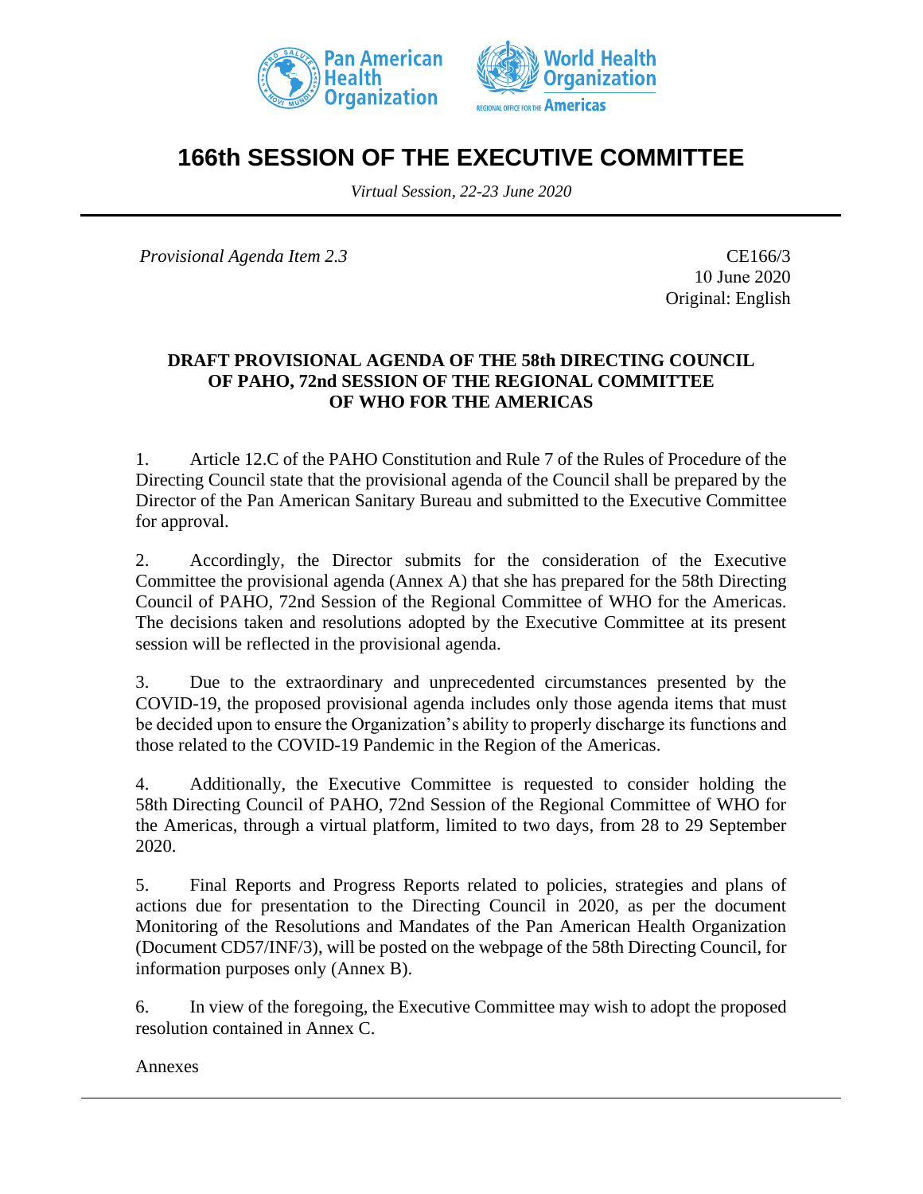# 166th SESSION OF THE EXECUTIVE COMMITTEE

*Virtual Session, 22-23 June 2020*

---

*Provisional Agenda Item 2.3*

CE166/3
10 June 2020
Original: English

**DRAFT PROVISIONAL AGENDA OF THE 58th DIRECTING COUNCIL OF PAHO, 72nd SESSION OF THE REGIONAL COMMITTEE OF WHO FOR THE AMERICAS**

1. Article 12.C of the PAHO Constitution and Rule 7 of the Rules of Procedure of the Directing Council state that the provisional agenda of the Council shall be prepared by the Director of the Pan American Sanitary Bureau and submitted to the Executive Committee for approval.

2. Accordingly, the Director submits for the consideration of the Executive Committee the provisional agenda (Annex A) that she has prepared for the 58th Directing Council of PAHO, 72nd Session of the Regional Committee of WHO for the Americas. The decisions taken and resolutions adopted by the Executive Committee at its present session will be reflected in the provisional agenda.

3. Due to the extraordinary and unprecedented circumstances presented by the COVID-19, the proposed provisional agenda includes only those agenda items that must be decided upon to ensure the Organization's ability to properly discharge its functions and those related to the COVID-19 Pandemic in the Region of the Americas.

4. Additionally, the Executive Committee is requested to consider holding the 58th Directing Council of PAHO, 72nd Session of the Regional Committee of WHO for the Americas, through a virtual platform, limited to two days, from 28 to 29 September 2020.

5. Final Reports and Progress Reports related to policies, strategies and plans of actions due for presentation to the Directing Council in 2020, as per the document Monitoring of the Resolutions and Mandates of the Pan American Health Organization (Document CD57/INF/3), will be posted on the webpage of the 58th Directing Council, for information purposes only (Annex B).

6. In view of the foregoing, the Executive Committee may wish to adopt the proposed resolution contained in Annex C.

Annexes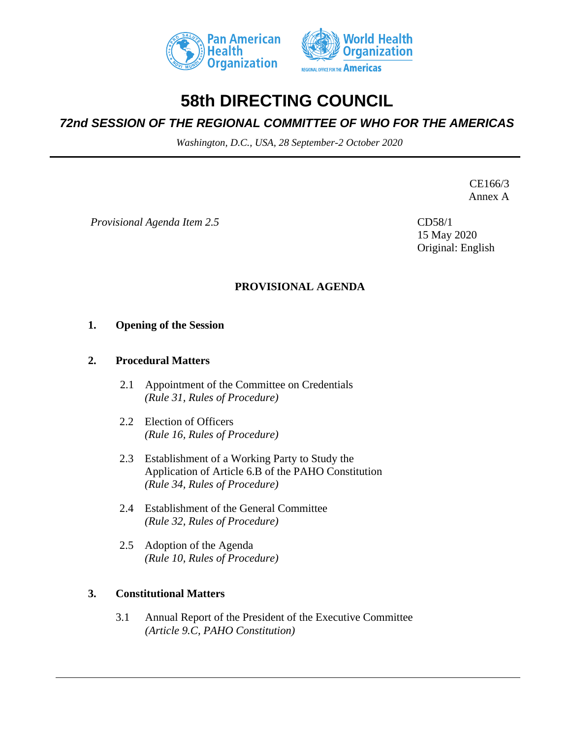# 58th DIRECTING COUNCIL

## *72nd SESSION OF THE REGIONAL COMMITTEE OF WHO FOR THE AMERICAS*

*Washington, D.C., USA, 28 September-2 October 2020*

CE166/3
Annex A

*Provisional Agenda Item 2.5*

CD58/1
15 May 2020
Original: English

**PROVISIONAL AGENDA**

**1. Opening of the Session**

**2. Procedural Matters**

2.1 Appointment of the Committee on Credentials
*(Rule 31, Rules of Procedure)*

2.2 Election of Officers
*(Rule 16, Rules of Procedure)*

2.3 Establishment of a Working Party to Study the Application of Article 6.B of the PAHO Constitution
*(Rule 34, Rules of Procedure)*

2.4 Establishment of the General Committee
*(Rule 32, Rules of Procedure)*

2.5 Adoption of the Agenda
*(Rule 10, Rules of Procedure)*

**3. Constitutional Matters**

3.1 Annual Report of the President of the Executive Committee
*(Article 9.C, PAHO Constitution)*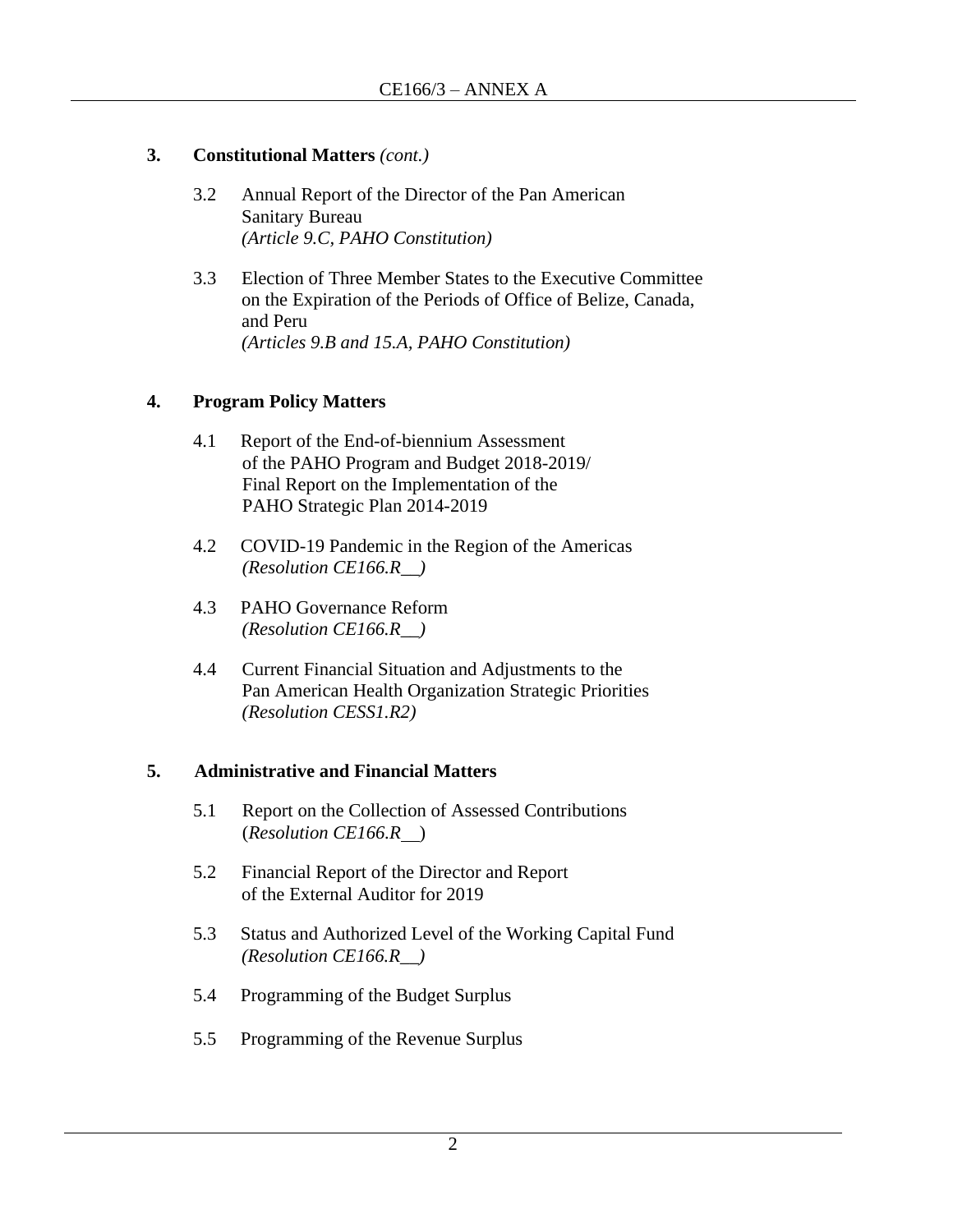**3. Constitutional Matters** *(cont.)*

3.2 Annual Report of the Director of the Pan American Sanitary Bureau
*(Article 9.C, PAHO Constitution)*

3.3 Election of Three Member States to the Executive Committee on the Expiration of the Periods of Office of Belize, Canada, and Peru
*(Articles 9.B and 15.A, PAHO Constitution)*

**4. Program Policy Matters**

4.1 Report of the End-of-biennium Assessment of the PAHO Program and Budget 2018-2019/ Final Report on the Implementation of the PAHO Strategic Plan 2014-2019

4.2 COVID-19 Pandemic in the Region of the Americas
*(Resolution CE166.R__)*

4.3 PAHO Governance Reform
*(Resolution CE166.R__)*

4.4 Current Financial Situation and Adjustments to the Pan American Health Organization Strategic Priorities
*(Resolution CESS1.R2)*

**5. Administrative and Financial Matters**

5.1 Report on the Collection of Assessed Contributions
(*Resolution CE166.R__*)

5.2 Financial Report of the Director and Report of the External Auditor for 2019

5.3 Status and Authorized Level of the Working Capital Fund
*(Resolution CE166.R__)*

5.4 Programming of the Budget Surplus

5.5 Programming of the Revenue Surplus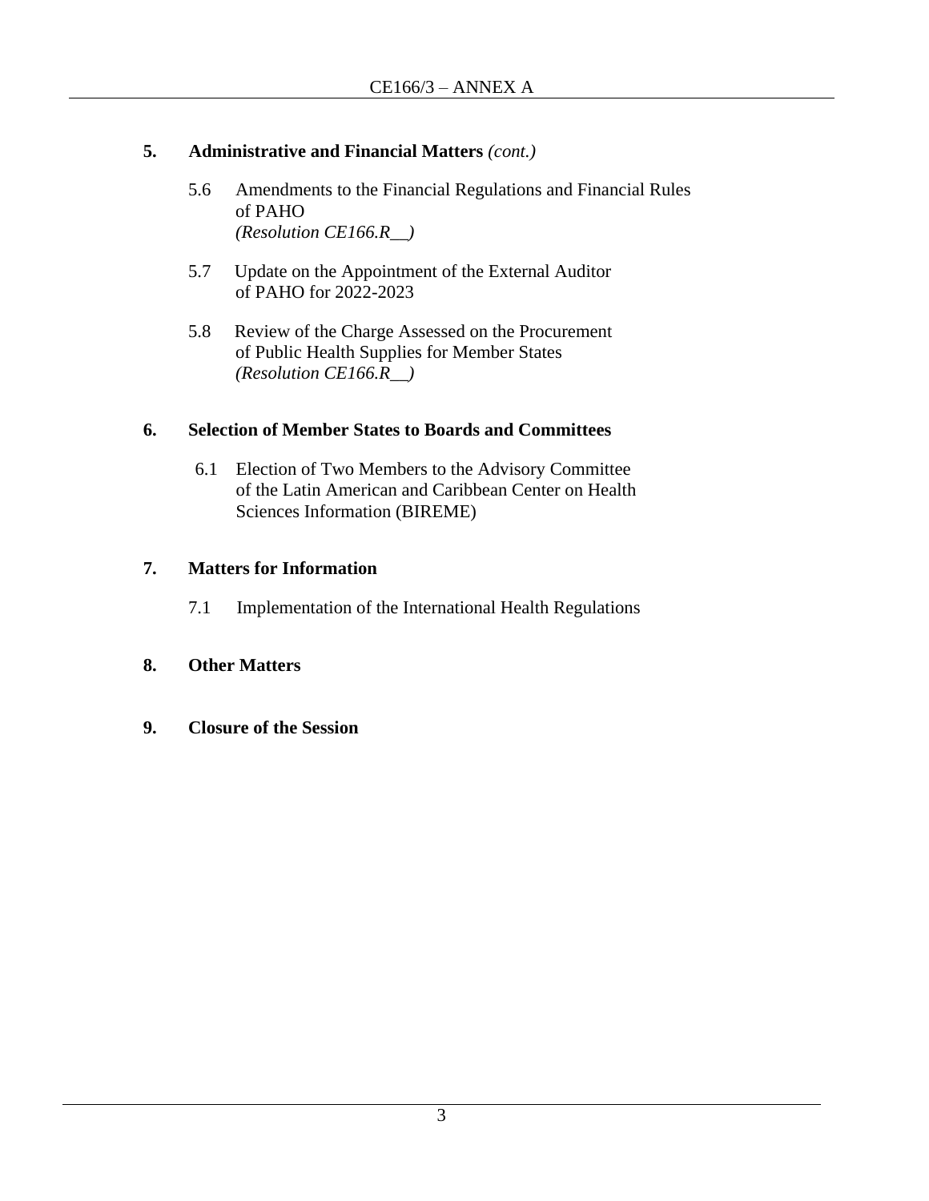**5. Administrative and Financial Matters** *(cont.)*

5.6 Amendments to the Financial Regulations and Financial Rules of PAHO
*(Resolution CE166.R__)*

5.7 Update on the Appointment of the External Auditor of PAHO for 2022-2023

5.8 Review of the Charge Assessed on the Procurement of Public Health Supplies for Member States
*(Resolution CE166.R__)*

**6. Selection of Member States to Boards and Committees**

6.1 Election of Two Members to the Advisory Committee of the Latin American and Caribbean Center on Health Sciences Information (BIREME)

**7. Matters for Information**

7.1 Implementation of the International Health Regulations

**8. Other Matters**

**9. Closure of the Session**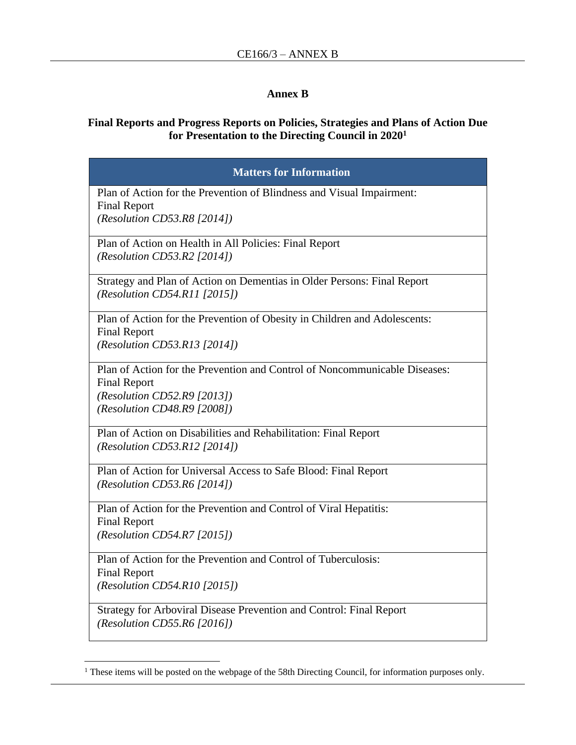# Annex B

## Final Reports and Progress Reports on Policies, Strategies and Plans of Action Due for Presentation to the Directing Council in 2020[1]

| Matters for Information |
|---|
| Plan of Action for the Prevention of Blindness and Visual Impairment: Final Report<br>*(Resolution CD53.R8 [2014])* |
| Plan of Action on Health in All Policies: Final Report<br>*(Resolution CD53.R2 [2014])* |
| Strategy and Plan of Action on Dementias in Older Persons: Final Report<br>*(Resolution CD54.R11 [2015])* |
| Plan of Action for the Prevention of Obesity in Children and Adolescents: Final Report<br>*(Resolution CD53.R13 [2014])* |
| Plan of Action for the Prevention and Control of Noncommunicable Diseases: Final Report<br>*(Resolution CD52.R9 [2013])*<br>*(Resolution CD48.R9 [2008])* |
| Plan of Action on Disabilities and Rehabilitation: Final Report<br>*(Resolution CD53.R12 [2014])* |
| Plan of Action for Universal Access to Safe Blood: Final Report<br>*(Resolution CD53.R6 [2014])* |
| Plan of Action for the Prevention and Control of Viral Hepatitis: Final Report<br>*(Resolution CD54.R7 [2015])* |
| Plan of Action for the Prevention and Control of Tuberculosis: Final Report<br>*(Resolution CD54.R10 [2015])* |
| Strategy for Arboviral Disease Prevention and Control: Final Report<br>*(Resolution CD55.R6 [2016])* |

[1] These items will be posted on the webpage of the 58th Directing Council, for information purposes only.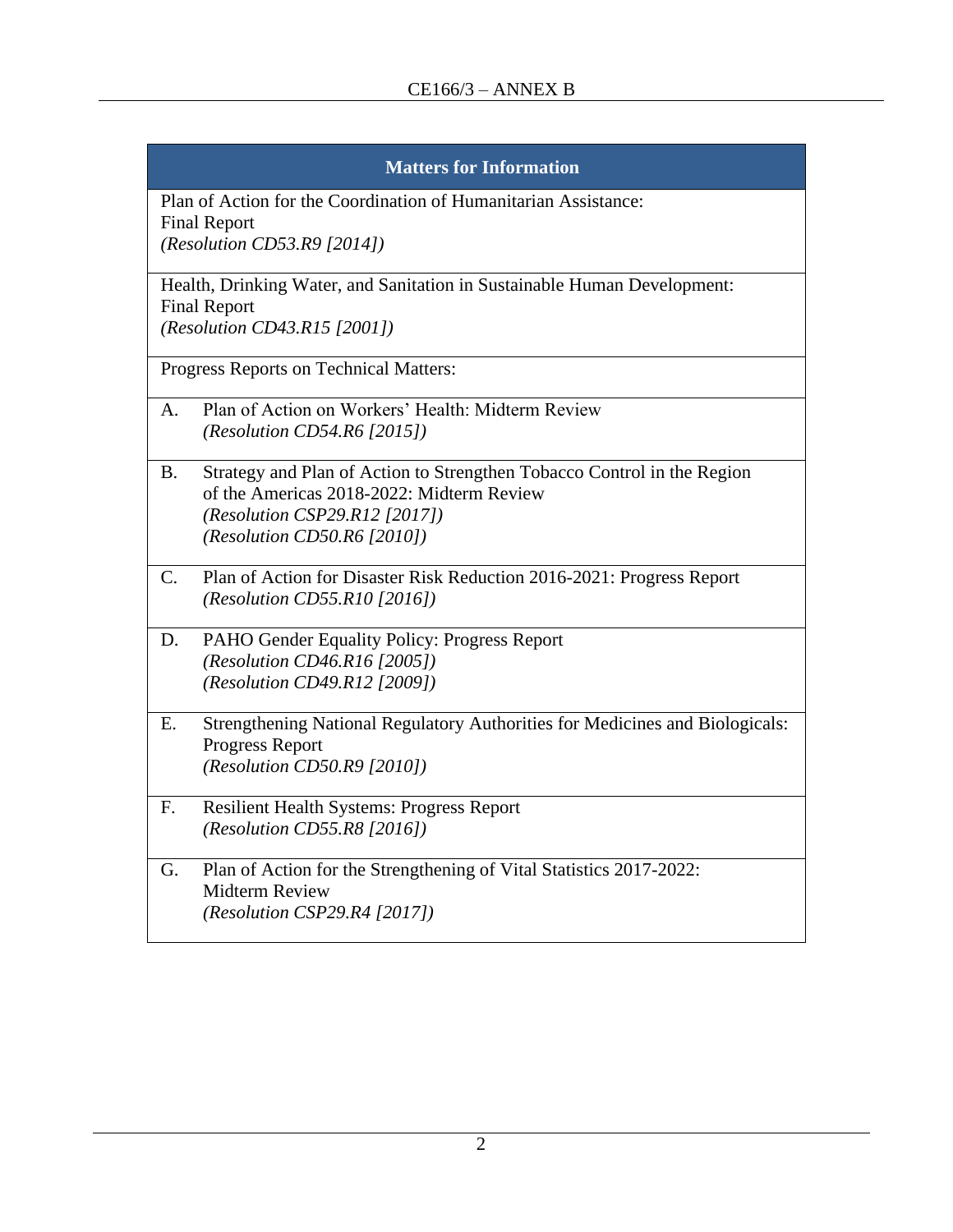| Matters for Information |
| --- |
| Plan of Action for the Coordination of Humanitarian Assistance: Final Report *(Resolution CD53.R9 [2014])* |
| Health, Drinking Water, and Sanitation in Sustainable Human Development: Final Report *(Resolution CD43.R15 [2001])* |
| Progress Reports on Technical Matters: |
| A. Plan of Action on Workers' Health: Midterm Review *(Resolution CD54.R6 [2015])* |
| B. Strategy and Plan of Action to Strengthen Tobacco Control in the Region of the Americas 2018-2022: Midterm Review *(Resolution CSP29.R12 [2017])* *(Resolution CD50.R6 [2010])* |
| C. Plan of Action for Disaster Risk Reduction 2016-2021: Progress Report *(Resolution CD55.R10 [2016])* |
| D. PAHO Gender Equality Policy: Progress Report *(Resolution CD46.R16 [2005])* *(Resolution CD49.R12 [2009])* |
| E. Strengthening National Regulatory Authorities for Medicines and Biologicals: Progress Report *(Resolution CD50.R9 [2010])* |
| F. Resilient Health Systems: Progress Report *(Resolution CD55.R8 [2016])* |
| G. Plan of Action for the Strengthening of Vital Statistics 2017-2022: Midterm Review *(Resolution CSP29.R4 [2017])* |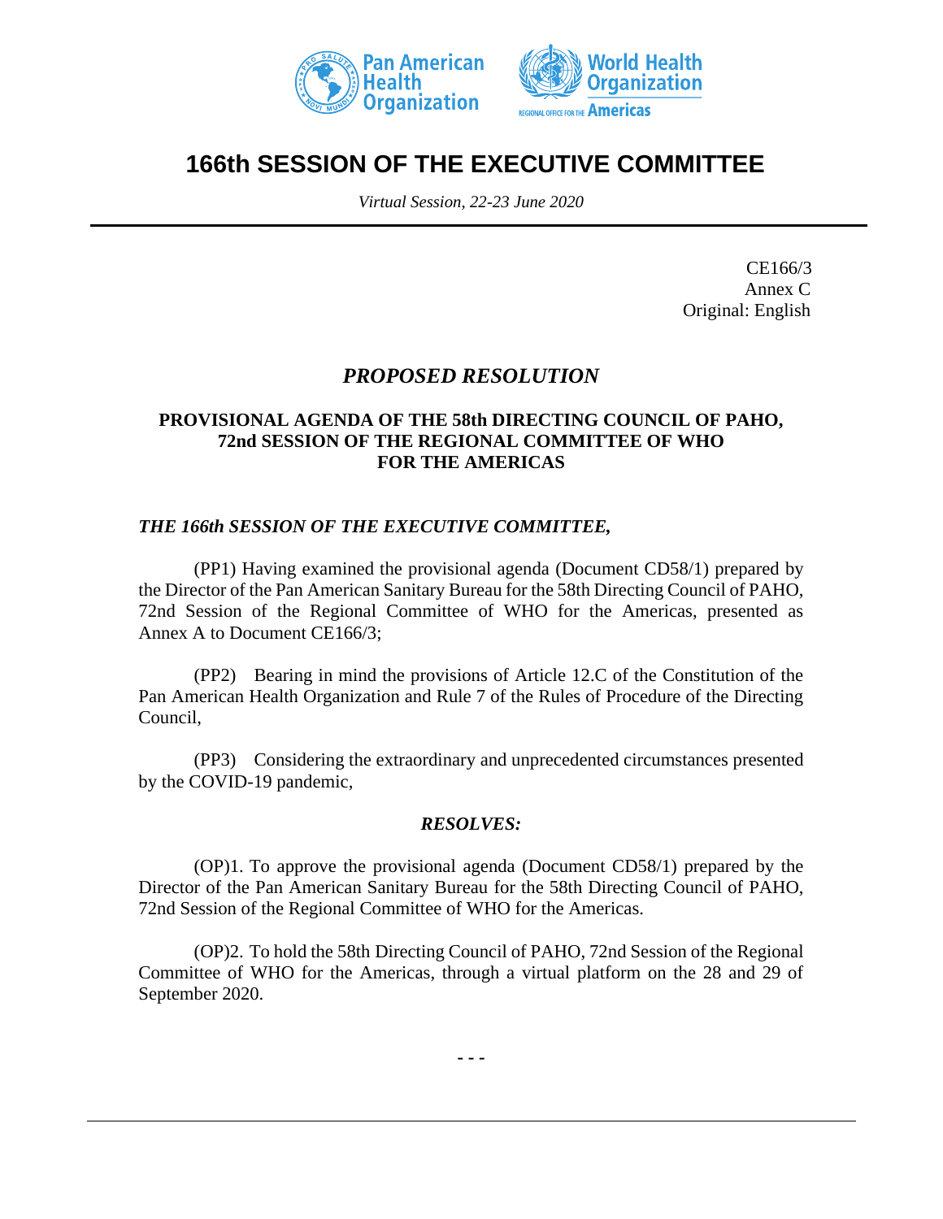# 166th SESSION OF THE EXECUTIVE COMMITTEE

*Virtual Session, 22-23 June 2020*

CE166/3
Annex C
Original: English

## *PROPOSED RESOLUTION*

### PROVISIONAL AGENDA OF THE 58th DIRECTING COUNCIL OF PAHO, 72nd SESSION OF THE REGIONAL COMMITTEE OF WHO FOR THE AMERICAS

***THE 166th SESSION OF THE EXECUTIVE COMMITTEE,***

(PP1) Having examined the provisional agenda (Document CD58/1) prepared by the Director of the Pan American Sanitary Bureau for the 58th Directing Council of PAHO, 72nd Session of the Regional Committee of WHO for the Americas, presented as Annex A to Document CE166/3;

(PP2) Bearing in mind the provisions of Article 12.C of the Constitution of the Pan American Health Organization and Rule 7 of the Rules of Procedure of the Directing Council,

(PP3) Considering the extraordinary and unprecedented circumstances presented by the COVID-19 pandemic,

***RESOLVES:***

(OP)1. To approve the provisional agenda (Document CD58/1) prepared by the Director of the Pan American Sanitary Bureau for the 58th Directing Council of PAHO, 72nd Session of the Regional Committee of WHO for the Americas.

(OP)2. To hold the 58th Directing Council of PAHO, 72nd Session of the Regional Committee of WHO for the Americas, through a virtual platform on the 28 and 29 of September 2020.

- - -